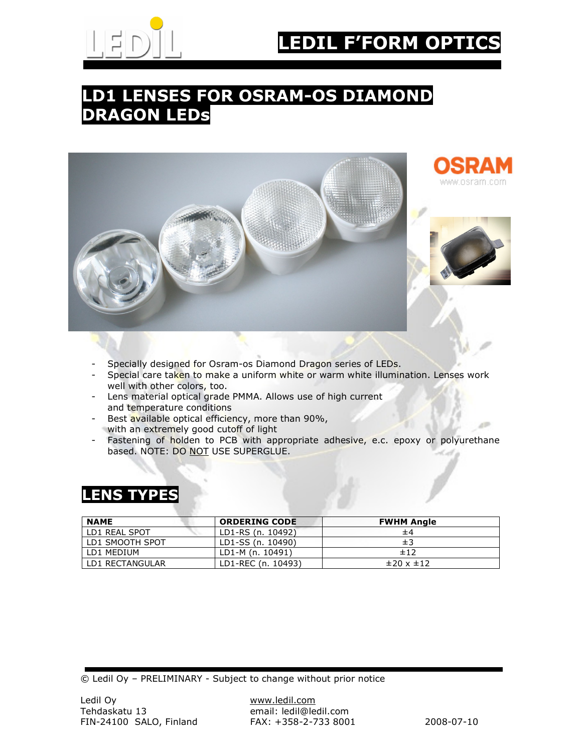# LEDIL F'FORM OPTICS

## LD1 LENSES FOR OSRAM-OS DIAMOND DRAGON LEDs

- Specially designed for Osram-os Diamond Dragon series of LEDs.
- Special care taken to make a uniform white or warm white illumination. Lenses work well with other colors, too.
- Lens material optical grade PMMA. Allows use of high current and temperature conditions
- Best available optical efficiency, more than 90%, with an extremely good cutoff of light
- Fastening of holden to PCB with appropriate adhesive, e.c. epoxy or polyurethane based. NOTE: DO NOT USE SUPERGLUE.

## LENS TYPES

| NAME | ORDERING CODE | FWHM Angle |
|---|---|---|
| LD1 REAL SPOT | LD1-RS (n. 10492) | ±4 |
| LD1 SMOOTH SPOT | LD1-SS (n. 10490) | ±3 |
| LD1 MEDIUM | LD1-M (n. 10491) | ±12 |
| LD1 RECTANGULAR | LD1-REC (n. 10493) | ±20 x ±12 |

© Ledil Oy – PRELIMINARY - Subject to change without prior notice

Ledil Oy
Tehdaskatu 13
FIN-24100 SALO, Finland

www.ledil.com
email: ledil@ledil.com
FAX: +358-2-733 8001

2008-07-10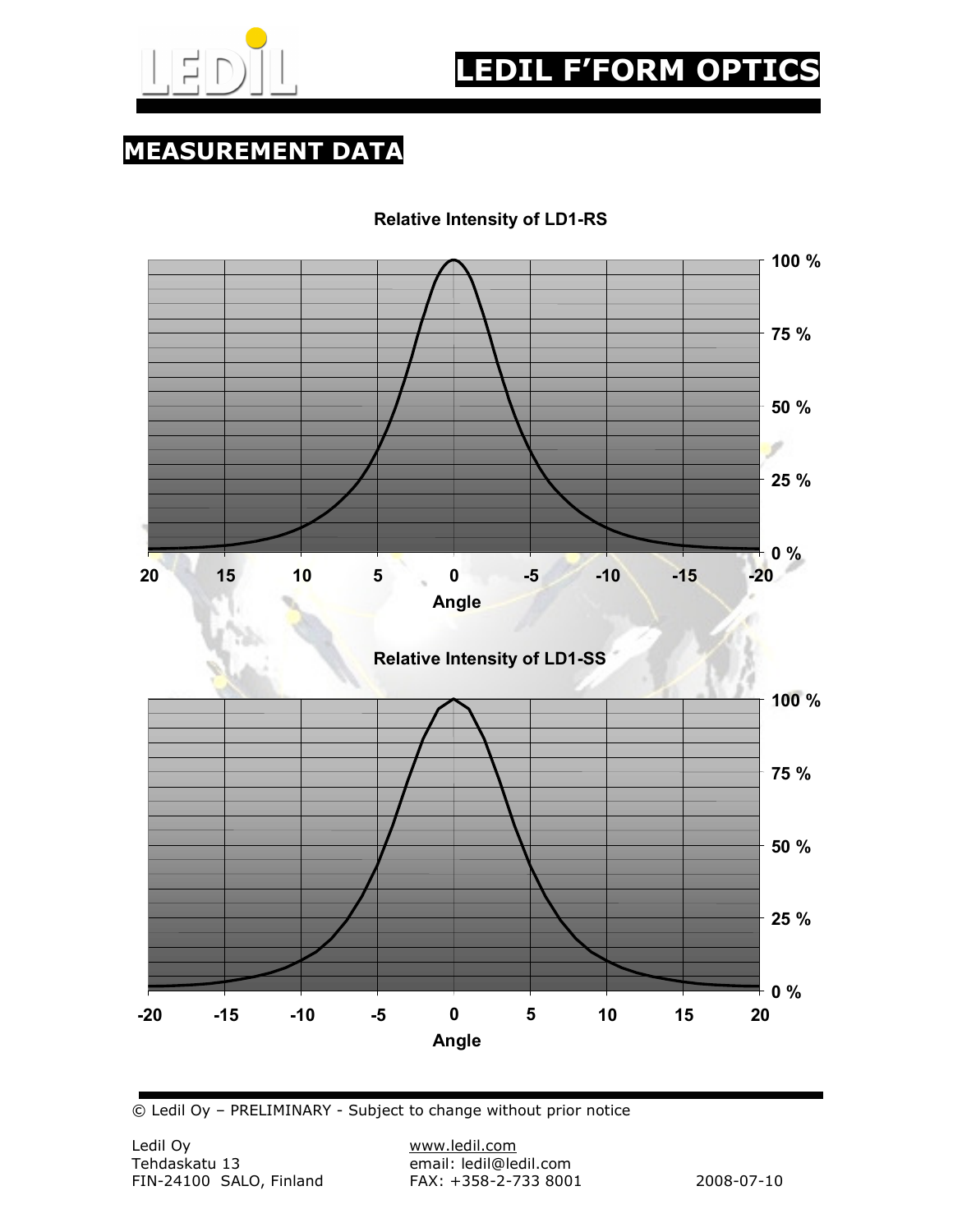# LEDIL F'FORM OPTICS

## MEASUREMENT DATA

**Relative Intensity of LD1-RS**

100 %
75 %
50 %
25 %
0 %

20 15 10 5 0 -5 -10 -15 -20

**Angle**

**Relative Intensity of LD1-SS**

100 %
75 %
50 %
25 %
0 %

-20 -15 -10 -5 0 5 10 15 20

**Angle**

© Ledil Oy – PRELIMINARY - Subject to change without prior notice

Ledil Oy
Tehdaskatu 13
FIN-24100 SALO, Finland

www.ledil.com
email: ledil@ledil.com
FAX: +358-2-733 8001

2008-07-10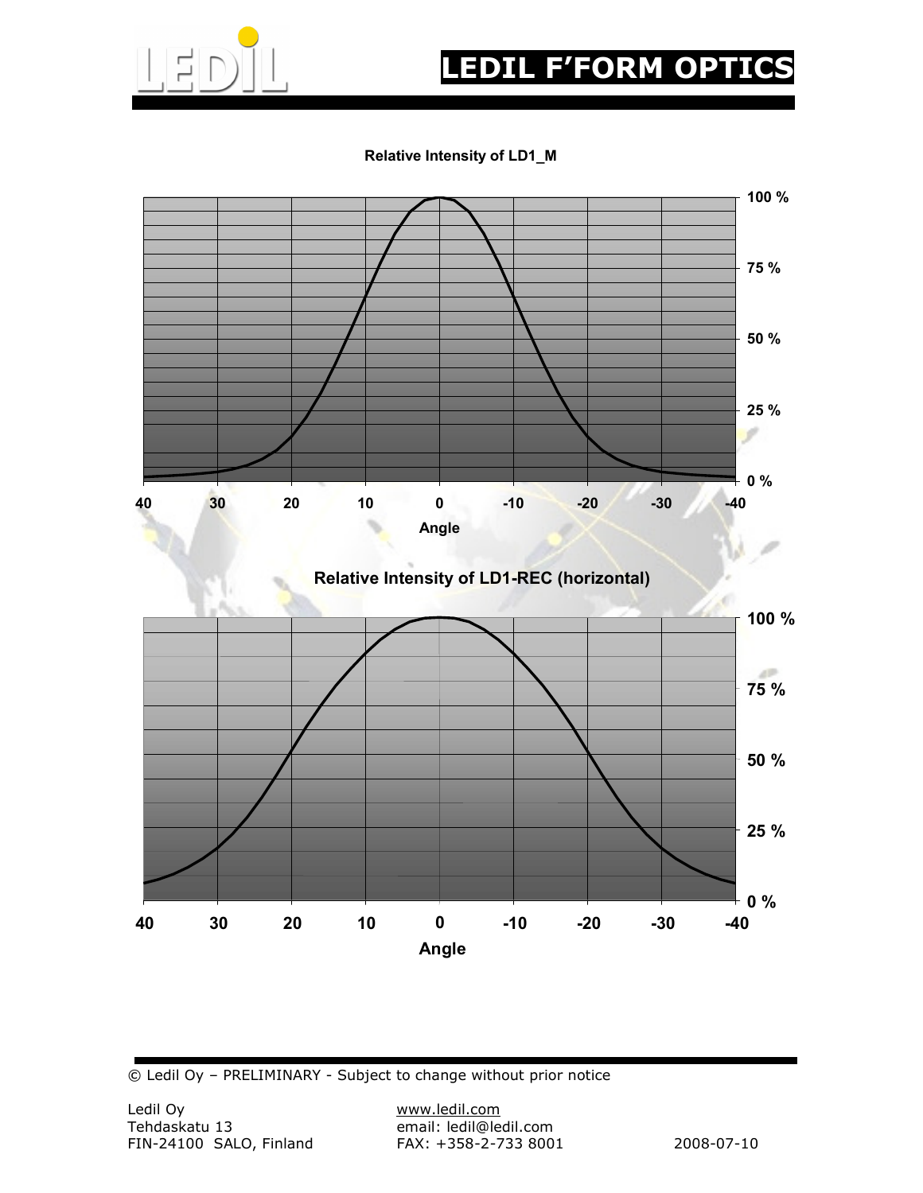**Relative Intensity of LD1_M**

**Relative Intensity of LD1-REC (horizontal)**

© Ledil Oy – PRELIMINARY - Subject to change without prior notice

Ledil Oy
Tehdaskatu 13
FIN-24100 SALO, Finland

www.ledil.com
email: ledil@ledil.com
FAX: +358-2-733 8001

2008-07-10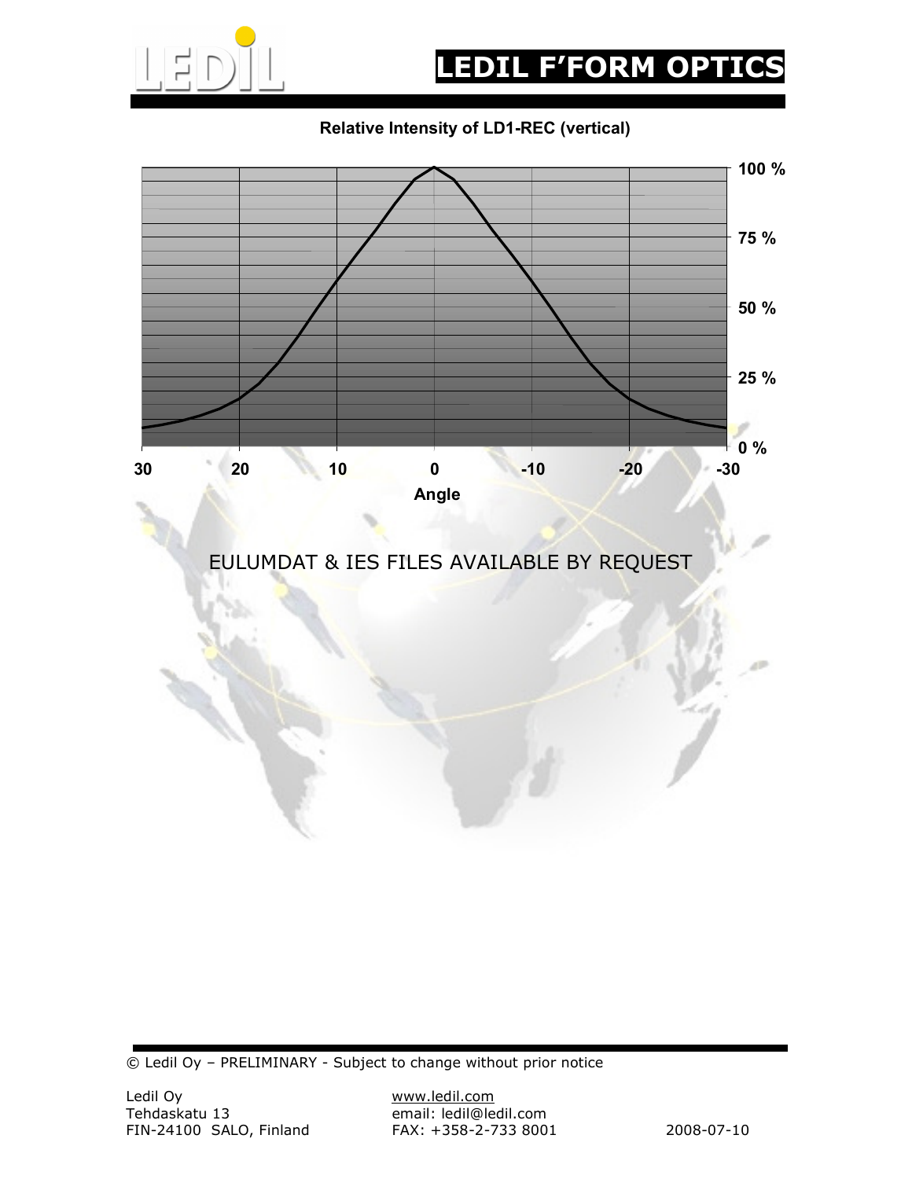**Relative Intensity of LD1-REC (vertical)**

EULUMDAT & IES FILES AVAILABLE BY REQUEST

© Ledil Oy – PRELIMINARY - Subject to change without prior notice

Ledil Oy
Tehdaskatu 13
FIN-24100 SALO, Finland

www.ledil.com
email: ledil@ledil.com
FAX: +358-2-733 8001

2008-07-10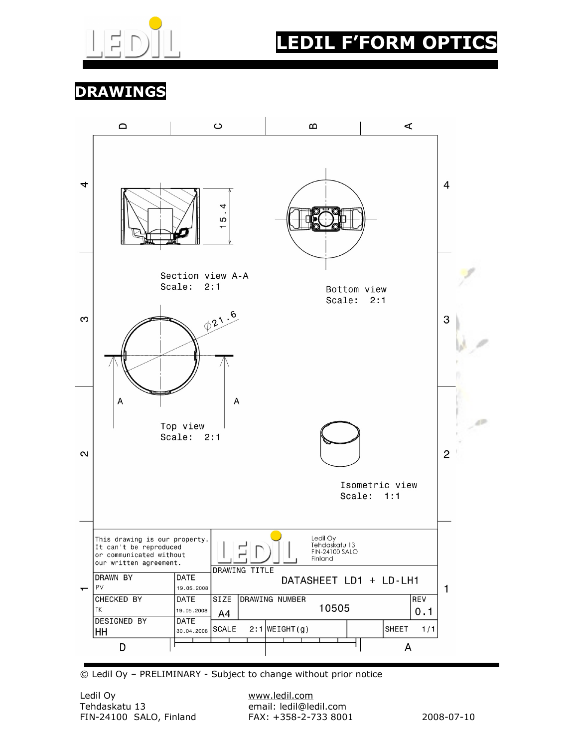# LEDIL F'FORM OPTICS

## DRAWINGS

D C B A

4

15.4

Section view A-A
Scale: 2:1

Bottom view
Scale: 2:1

3

$\phi$21.6

A A

Top view
Scale: 2:1

2

Isometric view
Scale: 1:1

1

This drawing is our property. It can't be reproduced or communicated without our written agreement.

Ledil Oy
Tehdaskatu 13
FIN-24100 SALO
Finland

| | | | | | | |
|---|---|---|---|---|---|---|
| DRAWN BY | DATE | DRAWING TITLE | | | | |
| PV | 19.05.2008 | DATASHEET LD1 + LD-LH1 | | | | |
| CHECKED BY | DATE | SIZE | DRAWING NUMBER | | | REV |
| TK | 19.05.2008 | A4 | 10505 | | | 0.1 |
| DESIGNED BY | DATE | SCALE 2:1 | WEIGHT(g) | | SHEET | 1/1 |
| HH | 30.04.2008 | | | | | |

D A

© Ledil Oy – PRELIMINARY - Subject to change without prior notice

Ledil Oy
Tehdaskatu 13
FIN-24100 SALO, Finland

www.ledil.com
email: ledil@ledil.com
FAX: +358-2-733 8001

2008-07-10